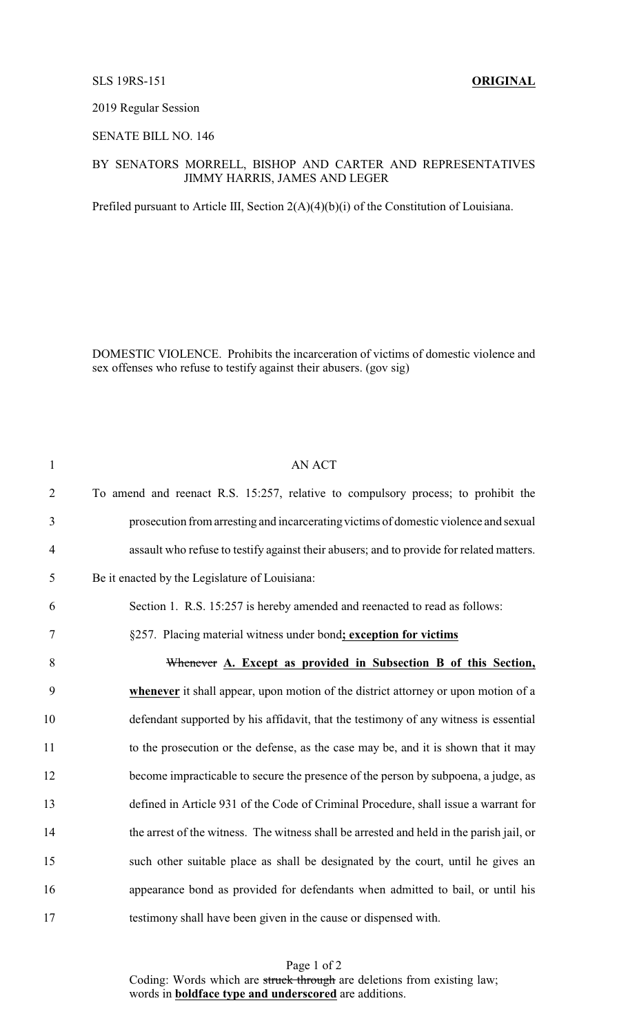SLS 19RS-151 **ORIGINAL**

2019 Regular Session

SENATE BILL NO. 146

BY SENATORS MORRELL, BISHOP AND CARTER AND REPRESENTATIVES JIMMY HARRIS, JAMES AND LEGER

Prefiled pursuant to Article III, Section 2(A)(4)(b)(i) of the Constitution of Louisiana.

DOMESTIC VIOLENCE. Prohibits the incarceration of victims of domestic violence and sex offenses who refuse to testify against their abusers. (gov sig)

AN ACT

To amend and reenact R.S. 15:257, relative to compulsory process; to prohibit the prosecution from arresting and incarcerating victims of domestic violence and sexual assault who refuse to testify against their abusers; and to provide for related matters.

Be it enacted by the Legislature of Louisiana:

Section 1. R.S. 15:257 is hereby amended and reenacted to read as follows:

§257. Placing material witness under bond**<u>; exception for victims</u>**

~~Whenever~~ **<u>A. Except as provided in Subsection B of this Section, whenever</u>** it shall appear, upon motion of the district attorney or upon motion of a defendant supported by his affidavit, that the testimony of any witness is essential to the prosecution or the defense, as the case may be, and it is shown that it may become impracticable to secure the presence of the person by subpoena, a judge, as defined in Article 931 of the Code of Criminal Procedure, shall issue a warrant for the arrest of the witness. The witness shall be arrested and held in the parish jail, or such other suitable place as shall be designated by the court, until he gives an appearance bond as provided for defendants when admitted to bail, or until his testimony shall have been given in the cause or dispensed with.

Coding: Words which are ~~struck through~~ are deletions from existing law; words in **<u>boldface type and underscored</u>** are additions.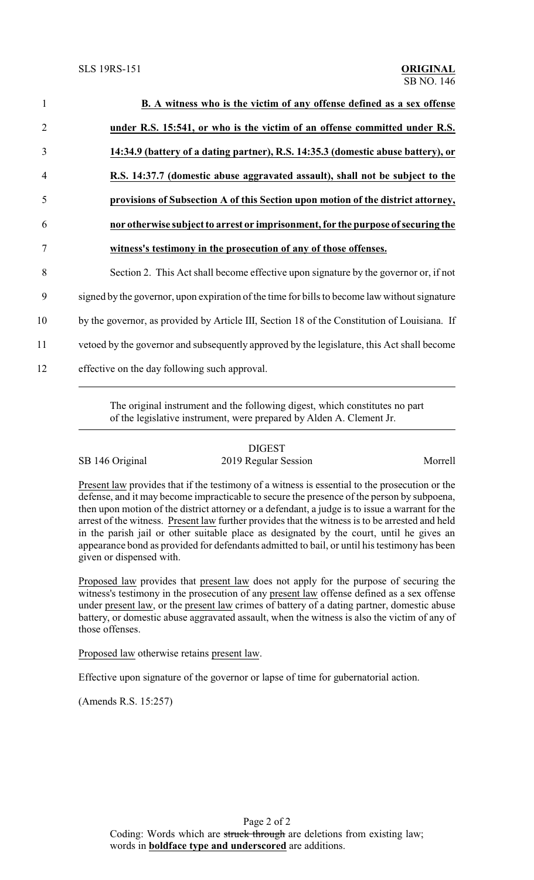**B. A witness who is the victim of any offense defined as a sex offense under R.S. 15:541, or who is the victim of an offense committed under R.S. 14:34.9 (battery of a dating partner), R.S. 14:35.3 (domestic abuse battery), or R.S. 14:37.7 (domestic abuse aggravated assault), shall not be subject to the provisions of Subsection A of this Section upon motion of the district attorney, nor otherwise subject to arrest or imprisonment, for the purpose of securing the witness's testimony in the prosecution of any of those offenses.**

Section 2. This Act shall become effective upon signature by the governor or, if not signed by the governor, upon expiration of the time for bills to become law without signature by the governor, as provided by Article III, Section 18 of the Constitution of Louisiana. If vetoed by the governor and subsequently approved by the legislature, this Act shall become effective on the day following such approval.

---

The original instrument and the following digest, which constitutes no part of the legislative instrument, were prepared by Alden A. Clement Jr.

---

DIGEST

SB 146 Original — 2019 Regular Session — Morrell

Present law provides that if the testimony of a witness is essential to the prosecution or the defense, and it may become impracticable to secure the presence of the person by subpoena, then upon motion of the district attorney or a defendant, a judge is to issue a warrant for the arrest of the witness. Present law further provides that the witness is to be arrested and held in the parish jail or other suitable place as designated by the court, until he gives an appearance bond as provided for defendants admitted to bail, or until his testimony has been given or dispensed with.

Proposed law provides that present law does not apply for the purpose of securing the witness's testimony in the prosecution of any present law offense defined as a sex offense under present law, or the present law crimes of battery of a dating partner, domestic abuse battery, or domestic abuse aggravated assault, when the witness is also the victim of any of those offenses.

Proposed law otherwise retains present law.

Effective upon signature of the governor or lapse of time for gubernatorial action.

(Amends R.S. 15:257)

Coding: Words which are ~~struck through~~ are deletions from existing law; words in **boldface type and underscored** are additions.